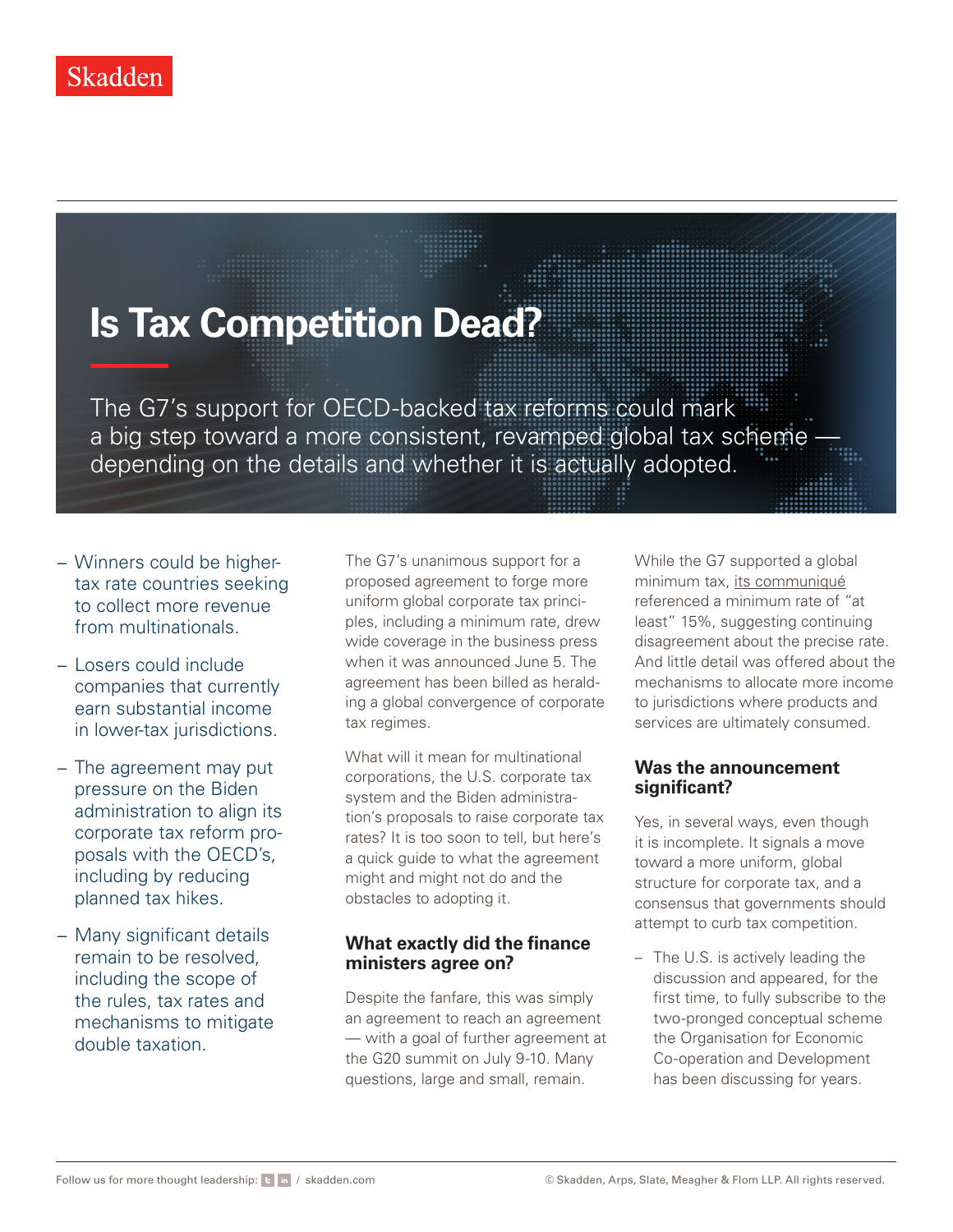Skadden

# Is Tax Competition Dead?

The G7's support for OECD-backed tax reforms could mark a big step toward a more consistent, revamped global tax scheme — depending on the details and whether it is actually adopted.

- Winners could be higher-tax rate countries seeking to collect more revenue from multinationals.
- Losers could include companies that currently earn substantial income in lower-tax jurisdictions.
- The agreement may put pressure on the Biden administration to align its corporate tax reform proposals with the OECD's, including by reducing planned tax hikes.
- Many significant details remain to be resolved, including the scope of the rules, tax rates and mechanisms to mitigate double taxation.

The G7's unanimous support for a proposed agreement to forge more uniform global corporate tax principles, including a minimum rate, drew wide coverage in the business press when it was announced June 5. The agreement has been billed as heralding a global convergence of corporate tax regimes.

What will it mean for multinational corporations, the U.S. corporate tax system and the Biden administration's proposals to raise corporate tax rates? It is too soon to tell, but here's a quick guide to what the agreement might and might not do and the obstacles to adopting it.

## What exactly did the finance ministers agree on?

Despite the fanfare, this was simply an agreement to reach an agreement — with a goal of further agreement at the G20 summit on July 9-10. Many questions, large and small, remain.

While the G7 supported a global minimum tax, its communiqué referenced a minimum rate of "at least" 15%, suggesting continuing disagreement about the precise rate. And little detail was offered about the mechanisms to allocate more income to jurisdictions where products and services are ultimately consumed.

## Was the announcement significant?

Yes, in several ways, even though it is incomplete. It signals a move toward a more uniform, global structure for corporate tax, and a consensus that governments should attempt to curb tax competition.

- The U.S. is actively leading the discussion and appeared, for the first time, to fully subscribe to the two-pronged conceptual scheme the Organisation for Economic Co-operation and Development has been discussing for years.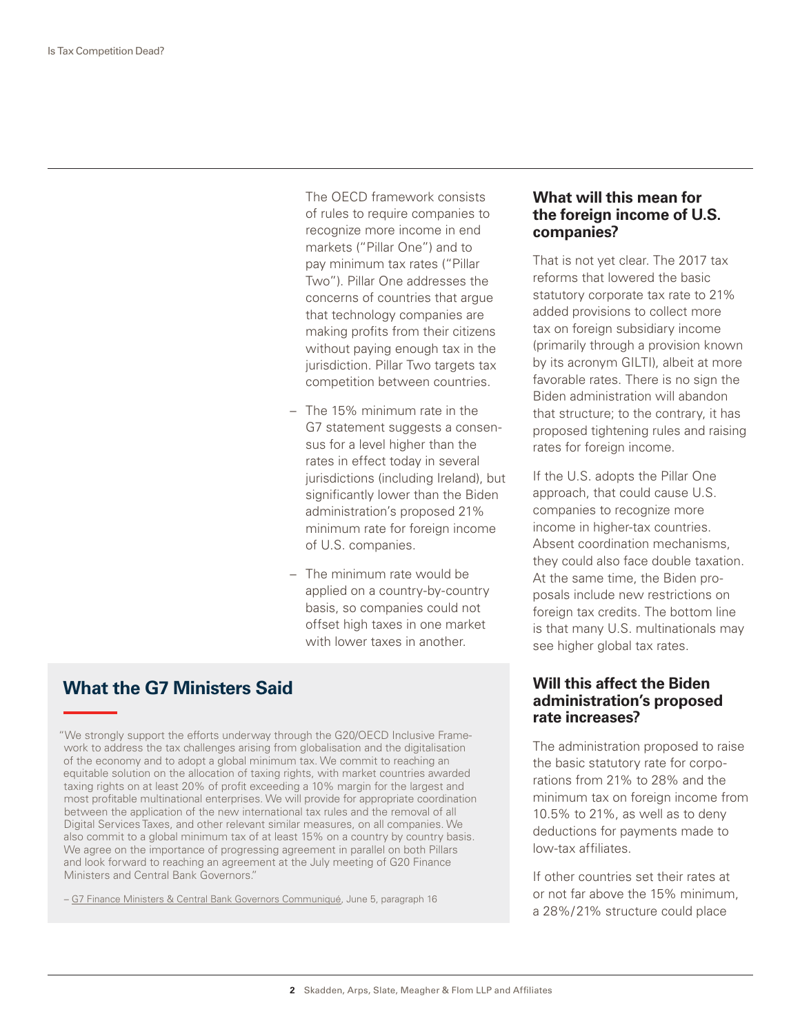The OECD framework consists of rules to require companies to recognize more income in end markets ("Pillar One") and to pay minimum tax rates ("Pillar Two"). Pillar One addresses the concerns of countries that argue that technology companies are making profits from their citizens without paying enough tax in the jurisdiction. Pillar Two targets tax competition between countries.

- The 15% minimum rate in the G7 statement suggests a consensus for a level higher than the rates in effect today in several jurisdictions (including Ireland), but significantly lower than the Biden administration's proposed 21% minimum rate for foreign income of U.S. companies.
- The minimum rate would be applied on a country-by-country basis, so companies could not offset high taxes in one market with lower taxes in another.

## What the G7 Ministers Said

"We strongly support the efforts underway through the G20/OECD Inclusive Framework to address the tax challenges arising from globalisation and the digitalisation of the economy and to adopt a global minimum tax. We commit to reaching an equitable solution on the allocation of taxing rights, with market countries awarded taxing rights on at least 20% of profit exceeding a 10% margin for the largest and most profitable multinational enterprises. We will provide for appropriate coordination between the application of the new international tax rules and the removal of all Digital Services Taxes, and other relevant similar measures, on all companies. We also commit to a global minimum tax of at least 15% on a country by country basis. We agree on the importance of progressing agreement in parallel on both Pillars and look forward to reaching an agreement at the July meeting of G20 Finance Ministers and Central Bank Governors."

– G7 Finance Ministers & Central Bank Governors Communiqué, June 5, paragraph 16

### What will this mean for the foreign income of U.S. companies?

That is not yet clear. The 2017 tax reforms that lowered the basic statutory corporate tax rate to 21% added provisions to collect more tax on foreign subsidiary income (primarily through a provision known by its acronym GILTI), albeit at more favorable rates. There is no sign the Biden administration will abandon that structure; to the contrary, it has proposed tightening rules and raising rates for foreign income.

If the U.S. adopts the Pillar One approach, that could cause U.S. companies to recognize more income in higher-tax countries. Absent coordination mechanisms, they could also face double taxation. At the same time, the Biden proposals include new restrictions on foreign tax credits. The bottom line is that many U.S. multinationals may see higher global tax rates.

### Will this affect the Biden administration's proposed rate increases?

The administration proposed to raise the basic statutory rate for corporations from 21% to 28% and the minimum tax on foreign income from 10.5% to 21%, as well as to deny deductions for payments made to low-tax affiliates.

If other countries set their rates at or not far above the 15% minimum, a 28%/21% structure could place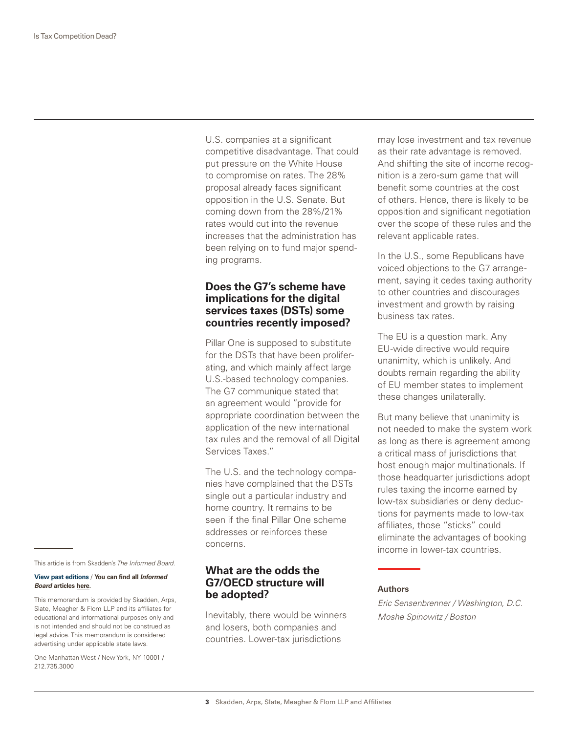U.S. companies at a significant competitive disadvantage. That could put pressure on the White House to compromise on rates. The 28% proposal already faces significant opposition in the U.S. Senate. But coming down from the 28%/21% rates would cut into the revenue increases that the administration has been relying on to fund major spending programs.

### Does the G7's scheme have implications for the digital services taxes (DSTs) some countries recently imposed?

Pillar One is supposed to substitute for the DSTs that have been proliferating, and which mainly affect large U.S.-based technology companies. The G7 communique stated that an agreement would "provide for appropriate coordination between the application of the new international tax rules and the removal of all Digital Services Taxes."

The U.S. and the technology companies have complained that the DSTs single out a particular industry and home country. It remains to be seen if the final Pillar One scheme addresses or reinforces these concerns.

### What are the odds the G7/OECD structure will be adopted?

Inevitably, there would be winners and losers, both companies and countries. Lower-tax jurisdictions may lose investment and tax revenue as their rate advantage is removed. And shifting the site of income recognition is a zero-sum game that will benefit some countries at the cost of others. Hence, there is likely to be opposition and significant negotiation over the scope of these rules and the relevant applicable rates.

In the U.S., some Republicans have voiced objections to the G7 arrangement, saying it cedes taxing authority to other countries and discourages investment and growth by raising business tax rates.

The EU is a question mark. Any EU-wide directive would require unanimity, which is unlikely. And doubts remain regarding the ability of EU member states to implement these changes unilaterally.

But many believe that unanimity is not needed to make the system work as long as there is agreement among a critical mass of jurisdictions that host enough major multinationals. If those headquarter jurisdictions adopt rules taxing the income earned by low-tax subsidiaries or deny deductions for payments made to low-tax affiliates, those "sticks" could eliminate the advantages of booking income in lower-tax countries.

**Authors**

*Eric Sensenbrenner / Washington, D.C.*
*Moshe Spinowitz / Boston*

This article is from Skadden's *The Informed Board*.

**View past editions / You can find all *Informed Board* articles here.**

This memorandum is provided by Skadden, Arps, Slate, Meagher & Flom LLP and its affiliates for educational and informational purposes only and is not intended and should not be construed as legal advice. This memorandum is considered advertising under applicable state laws.

One Manhattan West / New York, NY 10001 / 212.735.3000